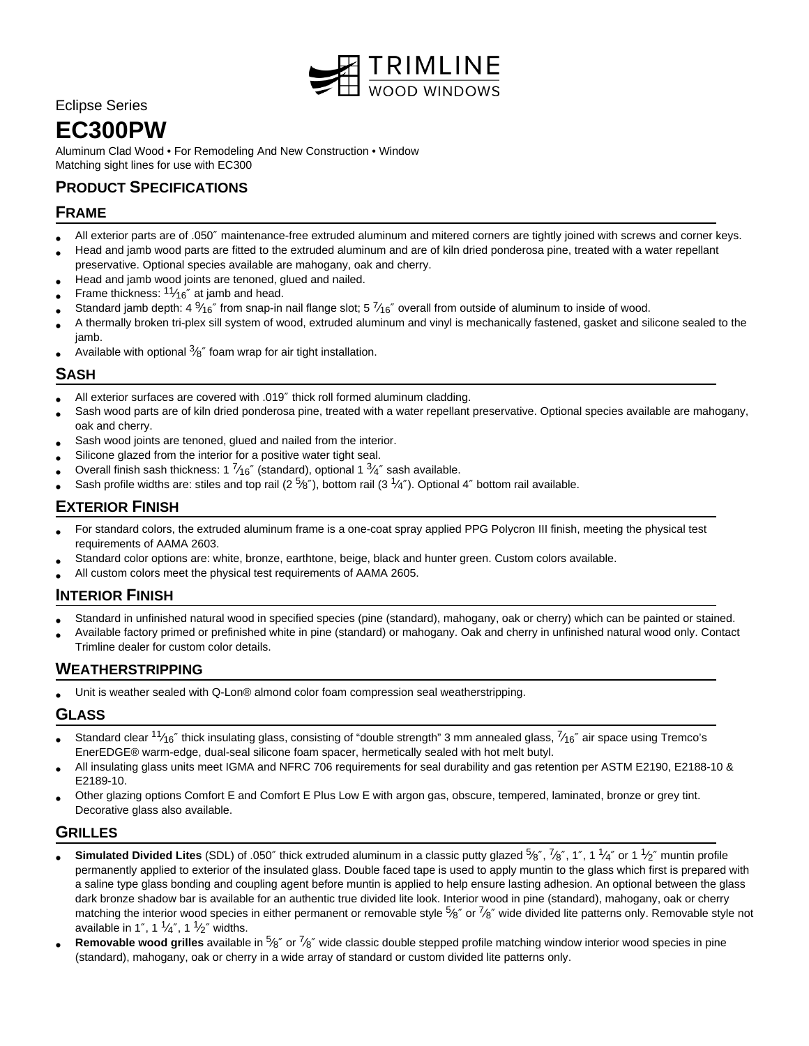TRIMLINE WOOD WINDOWS

Eclipse Series

# EC300PW

Aluminum Clad Wood • For Remodeling And New Construction • Window
Matching sight lines for use with EC300

## PRODUCT SPECIFICATIONS

### FRAME

- All exterior parts are of .050″ maintenance-free extruded aluminum and mitered corners are tightly joined with screws and corner keys.
- Head and jamb wood parts are fitted to the extruded aluminum and are of kiln dried ponderosa pine, treated with a water repellant preservative. Optional species available are mahogany, oak and cherry.
- Head and jamb wood joints are tenoned, glued and nailed.
- Frame thickness: 11⁄16″ at jamb and head.
- Standard jamb depth: 4 9⁄16″ from snap-in nail flange slot; 5 7⁄16″ overall from outside of aluminum to inside of wood.
- A thermally broken tri-plex sill system of wood, extruded aluminum and vinyl is mechanically fastened, gasket and silicone sealed to the jamb.
- Available with optional 3⁄8″ foam wrap for air tight installation.

### SASH

- All exterior surfaces are covered with .019″ thick roll formed aluminum cladding.
- Sash wood parts are of kiln dried ponderosa pine, treated with a water repellant preservative. Optional species available are mahogany, oak and cherry.
- Sash wood joints are tenoned, glued and nailed from the interior.
- Silicone glazed from the interior for a positive water tight seal.
- Overall finish sash thickness: 1 7⁄16″ (standard), optional 1 3⁄4″ sash available.
- Sash profile widths are: stiles and top rail (2 5⁄8″), bottom rail (3 1⁄4″). Optional 4″ bottom rail available.

### EXTERIOR FINISH

- For standard colors, the extruded aluminum frame is a one-coat spray applied PPG Polycron III finish, meeting the physical test requirements of AAMA 2603.
- Standard color options are: white, bronze, earthtone, beige, black and hunter green. Custom colors available.
- All custom colors meet the physical test requirements of AAMA 2605.

### INTERIOR FINISH

- Standard in unfinished natural wood in specified species (pine (standard), mahogany, oak or cherry) which can be painted or stained.
- Available factory primed or prefinished white in pine (standard) or mahogany. Oak and cherry in unfinished natural wood only. Contact Trimline dealer for custom color details.

### WEATHERSTRIPPING

- Unit is weather sealed with Q-Lon® almond color foam compression seal weatherstripping.

### GLASS

- Standard clear 11⁄16″ thick insulating glass, consisting of "double strength" 3 mm annealed glass, 7⁄16″ air space using Tremco's EnerEDGE® warm-edge, dual-seal silicone foam spacer, hermetically sealed with hot melt butyl.
- All insulating glass units meet IGMA and NFRC 706 requirements for seal durability and gas retention per ASTM E2190, E2188-10 & E2189-10.
- Other glazing options Comfort E and Comfort E Plus Low E with argon gas, obscure, tempered, laminated, bronze or grey tint. Decorative glass also available.

### GRILLES

- **Simulated Divided Lites** (SDL) of .050″ thick extruded aluminum in a classic putty glazed 5⁄8″, 7⁄8″, 1″, 1 1⁄4″ or 1 1⁄2″ muntin profile permanently applied to exterior of the insulated glass. Double faced tape is used to apply muntin to the glass which first is prepared with a saline type glass bonding and coupling agent before muntin is applied to help ensure lasting adhesion. An optional between the glass dark bronze shadow bar is available for an authentic true divided lite look. Interior wood in pine (standard), mahogany, oak or cherry matching the interior wood species in either permanent or removable style 5⁄8″ or 7⁄8″ wide divided lite patterns only. Removable style not available in 1″, 1 1⁄4″, 1 1⁄2″ widths.
- **Removable wood grilles** available in 5⁄8″ or 7⁄8″ wide classic double stepped profile matching window interior wood species in pine (standard), mahogany, oak or cherry in a wide array of standard or custom divided lite patterns only.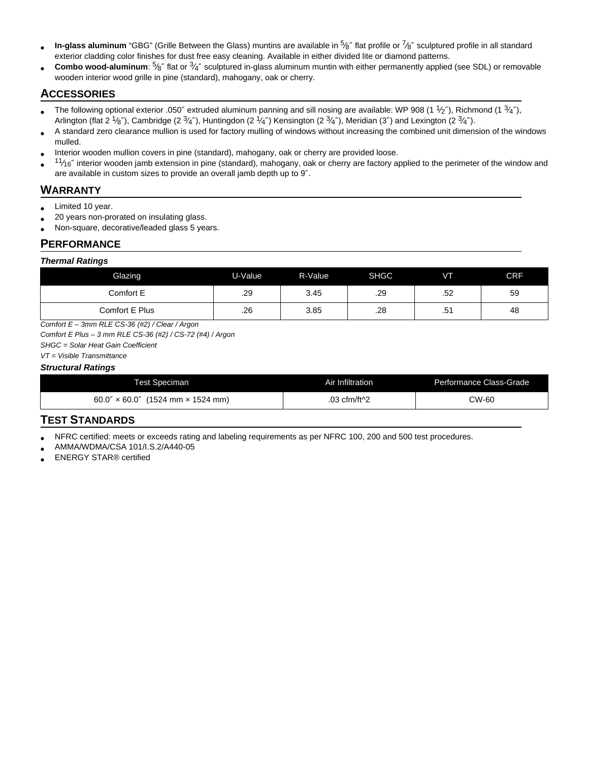- **In-glass aluminum** “GBG” (Grille Between the Glass) muntins are available in ⅝″ flat profile or ⅞″ sculptured profile in all standard exterior cladding color finishes for dust free easy cleaning. Available in either divided lite or diamond patterns.
- **Combo wood-aluminum**: ⅝″ flat or ¾″ sculptured in-glass aluminum muntin with either permanently applied (see SDL) or removable wooden interior wood grille in pine (standard), mahogany, oak or cherry.

## ACCESSORIES

- The following optional exterior .050″ extruded aluminum panning and sill nosing are available: WP 908 (1 ½″), Richmond (1 ¾″), Arlington (flat 2 ⅛″), Cambridge (2 ¾″), Huntingdon (2 ¼″) Kensington (2 ¾″), Meridian (3″) and Lexington (2 ¾″).
- A standard zero clearance mullion is used for factory mulling of windows without increasing the combined unit dimension of the windows mulled.
- Interior wooden mullion covers in pine (standard), mahogany, oak or cherry are provided loose.
- 11⁄16″ interior wooden jamb extension in pine (standard), mahogany, oak or cherry are factory applied to the perimeter of the window and are available in custom sizes to provide an overall jamb depth up to 9″.

## WARRANTY

- Limited 10 year.
- 20 years non-prorated on insulating glass.
- Non-square, decorative/leaded glass 5 years.

## PERFORMANCE

***Thermal Ratings***

| Glazing | U-Value | R-Value | SHGC | VT | CRF |
|---|---|---|---|---|---|
| Comfort E | .29 | 3.45 | .29 | .52 | 59 |
| Comfort E Plus | .26 | 3.85 | .28 | .51 | 48 |

*Comfort E – 3mm RLE CS-36 (#2) / Clear / Argon*

*Comfort E Plus – 3 mm RLE CS-36 (#2) / CS-72 (#4) / Argon*

*SHGC = Solar Heat Gain Coefficient*

*VT = Visible Transmittance*

***Structural Ratings***

| Test Speciman | Air Infiltration | Performance Class-Grade |
|---|---|---|
| 60.0″ × 60.0″ (1524 mm × 1524 mm) | .03 cfm/ft^2 | CW-60 |

## TEST STANDARDS

- NFRC certified: meets or exceeds rating and labeling requirements as per NFRC 100, 200 and 500 test procedures.
- AMMA/WDMA/CSA 101/I.S.2/A440-05
- ENERGY STAR® certified